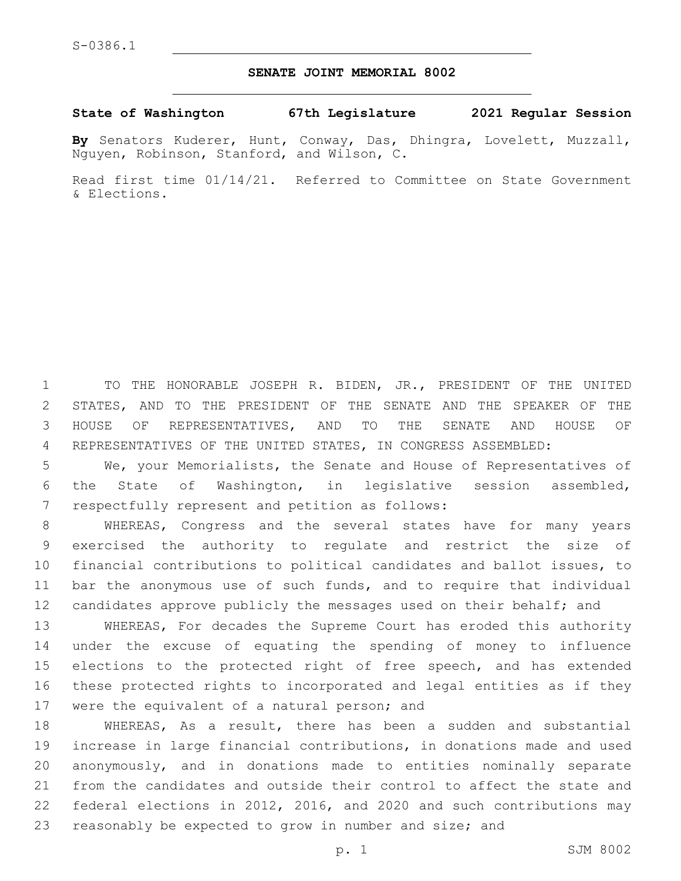S-0386.1

# SENATE JOINT MEMORIAL 8002

**State of Washington 67th Legislature 2021 Regular Session**

**By** Senators Kuderer, Hunt, Conway, Das, Dhingra, Lovelett, Muzzall, Nguyen, Robinson, Stanford, and Wilson, C.

Read first time 01/14/21. Referred to Committee on State Government & Elections.

TO THE HONORABLE JOSEPH R. BIDEN, JR., PRESIDENT OF THE UNITED STATES, AND TO THE PRESIDENT OF THE SENATE AND THE SPEAKER OF THE HOUSE OF REPRESENTATIVES, AND TO THE SENATE AND HOUSE OF REPRESENTATIVES OF THE UNITED STATES, IN CONGRESS ASSEMBLED:

We, your Memorialists, the Senate and House of Representatives of the State of Washington, in legislative session assembled, respectfully represent and petition as follows:

WHEREAS, Congress and the several states have for many years exercised the authority to regulate and restrict the size of financial contributions to political candidates and ballot issues, to bar the anonymous use of such funds, and to require that individual candidates approve publicly the messages used on their behalf; and

WHEREAS, For decades the Supreme Court has eroded this authority under the excuse of equating the spending of money to influence elections to the protected right of free speech, and has extended these protected rights to incorporated and legal entities as if they were the equivalent of a natural person; and

WHEREAS, As a result, there has been a sudden and substantial increase in large financial contributions, in donations made and used anonymously, and in donations made to entities nominally separate from the candidates and outside their control to affect the state and federal elections in 2012, 2016, and 2020 and such contributions may reasonably be expected to grow in number and size; and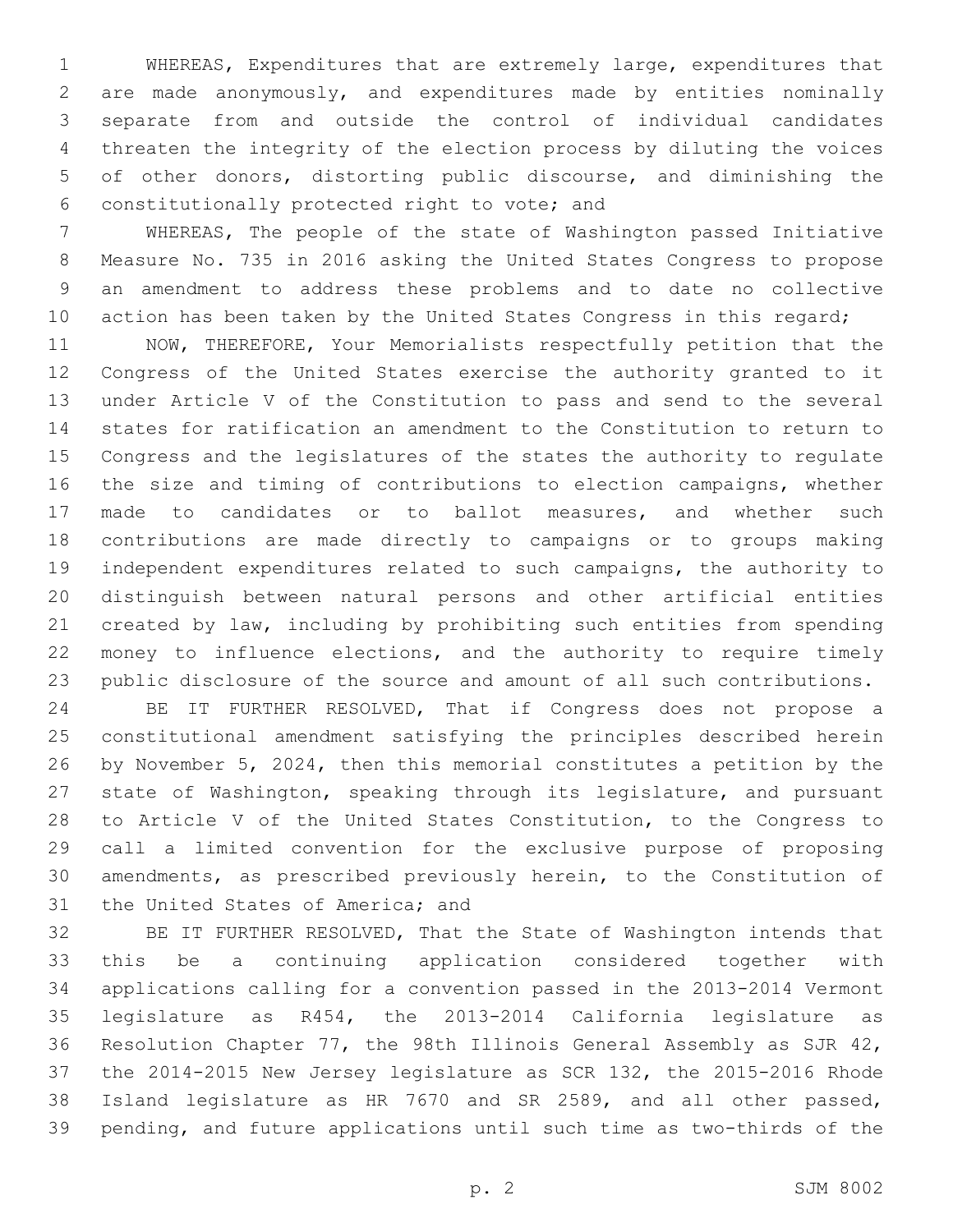WHEREAS, Expenditures that are extremely large, expenditures that are made anonymously, and expenditures made by entities nominally separate from and outside the control of individual candidates threaten the integrity of the election process by diluting the voices of other donors, distorting public discourse, and diminishing the constitutionally protected right to vote; and

WHEREAS, The people of the state of Washington passed Initiative Measure No. 735 in 2016 asking the United States Congress to propose an amendment to address these problems and to date no collective action has been taken by the United States Congress in this regard;

NOW, THEREFORE, Your Memorialists respectfully petition that the Congress of the United States exercise the authority granted to it under Article V of the Constitution to pass and send to the several states for ratification an amendment to the Constitution to return to Congress and the legislatures of the states the authority to regulate the size and timing of contributions to election campaigns, whether made to candidates or to ballot measures, and whether such contributions are made directly to campaigns or to groups making independent expenditures related to such campaigns, the authority to distinguish between natural persons and other artificial entities created by law, including by prohibiting such entities from spending money to influence elections, and the authority to require timely public disclosure of the source and amount of all such contributions.

BE IT FURTHER RESOLVED, That if Congress does not propose a constitutional amendment satisfying the principles described herein by November 5, 2024, then this memorial constitutes a petition by the state of Washington, speaking through its legislature, and pursuant to Article V of the United States Constitution, to the Congress to call a limited convention for the exclusive purpose of proposing amendments, as prescribed previously herein, to the Constitution of the United States of America; and

BE IT FURTHER RESOLVED, That the State of Washington intends that this be a continuing application considered together with applications calling for a convention passed in the 2013-2014 Vermont legislature as R454, the 2013-2014 California legislature as Resolution Chapter 77, the 98th Illinois General Assembly as SJR 42, the 2014-2015 New Jersey legislature as SCR 132, the 2015-2016 Rhode Island legislature as HR 7670 and SR 2589, and all other passed, pending, and future applications until such time as two-thirds of the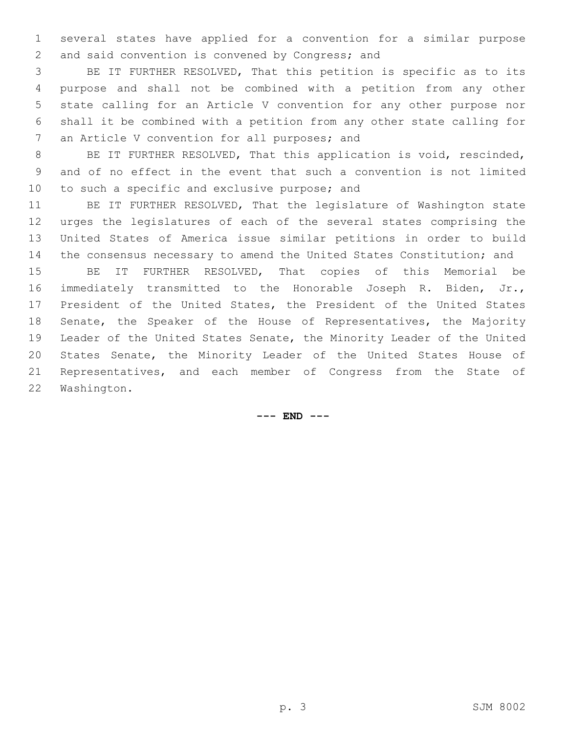several states have applied for a convention for a similar purpose and said convention is convened by Congress; and

BE IT FURTHER RESOLVED, That this petition is specific as to its purpose and shall not be combined with a petition from any other state calling for an Article V convention for any other purpose nor shall it be combined with a petition from any other state calling for an Article V convention for all purposes; and

BE IT FURTHER RESOLVED, That this application is void, rescinded, and of no effect in the event that such a convention is not limited to such a specific and exclusive purpose; and

BE IT FURTHER RESOLVED, That the legislature of Washington state urges the legislatures of each of the several states comprising the United States of America issue similar petitions in order to build the consensus necessary to amend the United States Constitution; and

BE IT FURTHER RESOLVED, That copies of this Memorial be immediately transmitted to the Honorable Joseph R. Biden, Jr., President of the United States, the President of the United States Senate, the Speaker of the House of Representatives, the Majority Leader of the United States Senate, the Minority Leader of the United States Senate, the Minority Leader of the United States House of Representatives, and each member of Congress from the State of Washington.

**--- END ---**